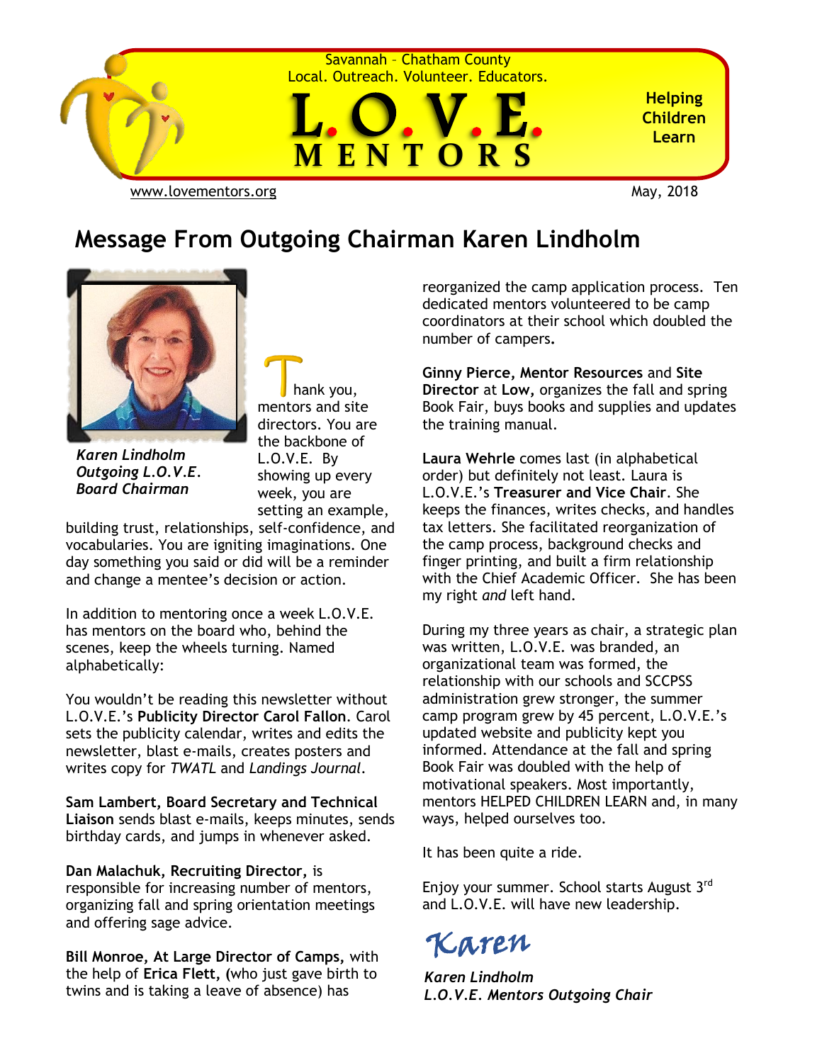Savannah – Chatham County
Local. Outreach. Volunteer. Educators.

# L.O.V.E. MENTORS

**Helping Children Learn**

www.lovementors.org

May, 2018

## Message From Outgoing Chairman Karen Lindholm

***Karen Lindholm***
***Outgoing L.O.V.E. Board Chairman***

Thank you, mentors and site directors. You are the backbone of L.O.V.E. By showing up every week, you are setting an example, building trust, relationships, self-confidence, and vocabularies. You are igniting imaginations. One day something you said or did will be a reminder and change a mentee's decision or action.

In addition to mentoring once a week L.O.V.E. has mentors on the board who, behind the scenes, keep the wheels turning. Named alphabetically:

You wouldn't be reading this newsletter without L.O.V.E.'s **Publicity Director Carol Fallon**. Carol sets the publicity calendar, writes and edits the newsletter, blast e-mails, creates posters and writes copy for *TWATL* and *Landings Journal*.

**Sam Lambert, Board Secretary and Technical Liaison** sends blast e-mails, keeps minutes, sends birthday cards, and jumps in whenever asked.

**Dan Malachuk, Recruiting Director,** is responsible for increasing number of mentors, organizing fall and spring orientation meetings and offering sage advice.

**Bill Monroe, At Large Director of Camps,** with the help of **Erica Flett, (**who just gave birth to twins and is taking a leave of absence) has reorganized the camp application process. Ten dedicated mentors volunteered to be camp coordinators at their school which doubled the number of campers.

**Ginny Pierce, Mentor Resources** and **Site Director** at **Low,** organizes the fall and spring Book Fair, buys books and supplies and updates the training manual.

**Laura Wehrle** comes last (in alphabetical order) but definitely not least. Laura is L.O.V.E.'s **Treasurer and Vice Chair**. She keeps the finances, writes checks, and handles tax letters. She facilitated reorganization of the camp process, background checks and finger printing, and built a firm relationship with the Chief Academic Officer. She has been my right *and* left hand.

During my three years as chair, a strategic plan was written, L.O.V.E. was branded, an organizational team was formed, the relationship with our schools and SCCPSS administration grew stronger, the summer camp program grew by 45 percent, L.O.V.E.'s updated website and publicity kept you informed. Attendance at the fall and spring Book Fair was doubled with the help of motivational speakers. Most importantly, mentors HELPED CHILDREN LEARN and, in many ways, helped ourselves too.

It has been quite a ride.

Enjoy your summer. School starts August 3rd and L.O.V.E. will have new leadership.

*Karen*

***Karen Lindholm***
***L.O.V.E. Mentors Outgoing Chair***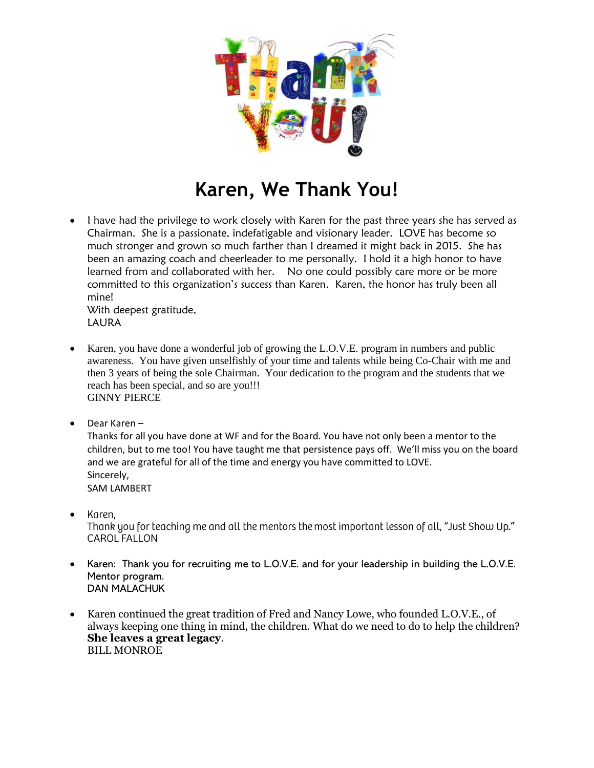# Karen, We Thank You!

- I have had the privilege to work closely with Karen for the past three years she has served as Chairman. She is a passionate, indefatigable and visionary leader. LOVE has become so much stronger and grown so much farther than I dreamed it might back in 2015. She has been an amazing coach and cheerleader to me personally. I hold it a high honor to have learned from and collaborated with her. No one could possibly care more or be more committed to this organization's success than Karen. Karen, the honor has truly been all mine!
  With deepest gratitude,
  LAURA

- Karen, you have done a wonderful job of growing the L.O.V.E. program in numbers and public awareness. You have given unselfishly of your time and talents while being Co-Chair with me and then 3 years of being the sole Chairman. Your dedication to the program and the students that we reach has been special, and so are you!!!
  GINNY PIERCE

- Dear Karen –
  Thanks for all you have done at WF and for the Board. You have not only been a mentor to the children, but to me too! You have taught me that persistence pays off. We'll miss you on the board and we are grateful for all of the time and energy you have committed to LOVE.
  Sincerely,
  SAM LAMBERT

- Karen,
  Thank you for teaching me and all the mentors the most important lesson of all, "Just Show Up."
  CAROL FALLON

- Karen: Thank you for recruiting me to L.O.V.E. and for your leadership in building the L.O.V.E. Mentor program.
  DAN MALACHUK

- Karen continued the great tradition of Fred and Nancy Lowe, who founded L.O.V.E., of always keeping one thing in mind, the children. What do we need to do to help the children? **She leaves a great legacy**.
  BILL MONROE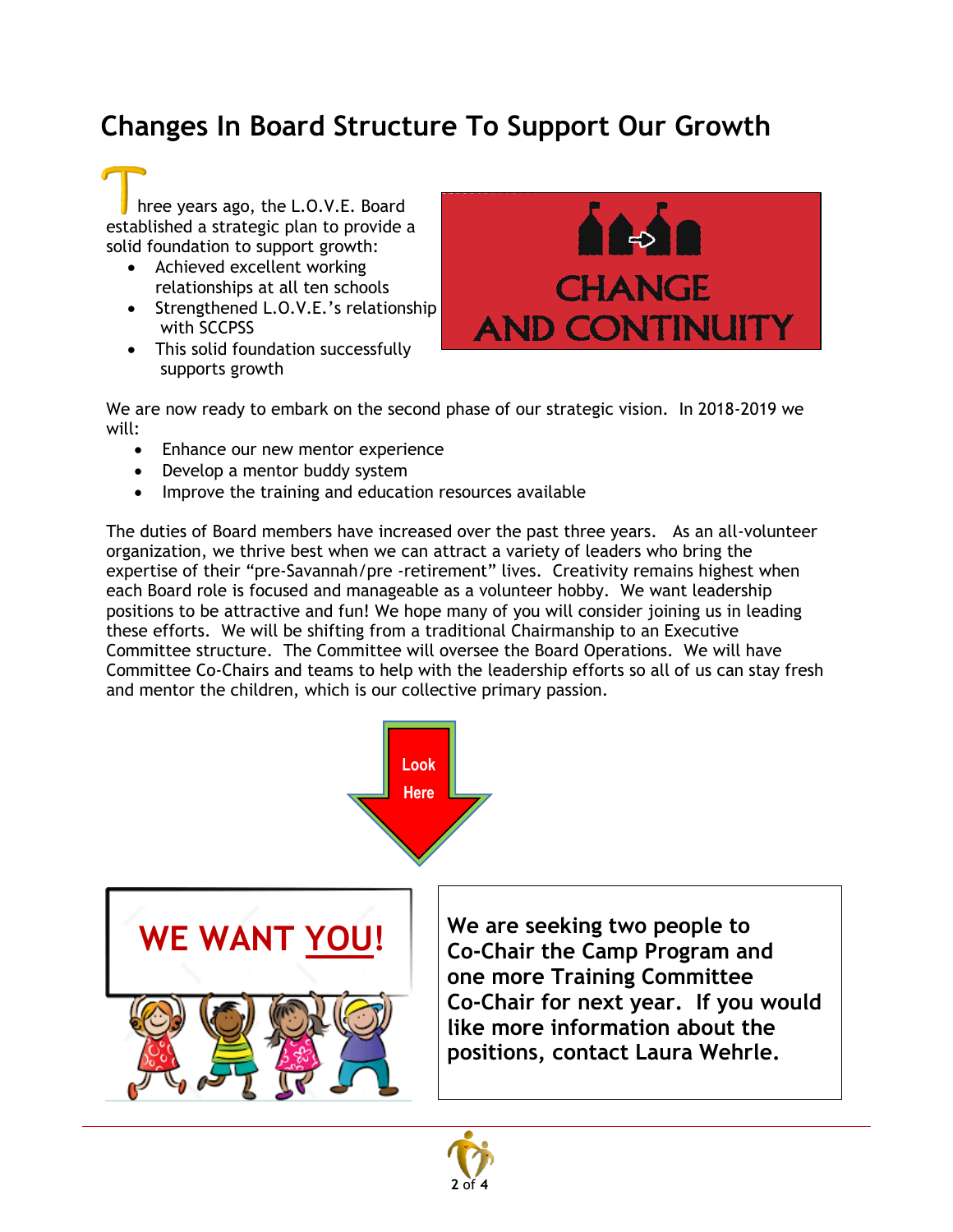# Changes In Board Structure To Support Our Growth

Three years ago, the L.O.V.E. Board established a strategic plan to provide a solid foundation to support growth:

- Achieved excellent working relationships at all ten schools
- Strengthened L.O.V.E.'s relationship with SCCPSS
- This solid foundation successfully supports growth

CHANGE AND CONTINUITY

We are now ready to embark on the second phase of our strategic vision. In 2018-2019 we will:

- Enhance our new mentor experience
- Develop a mentor buddy system
- Improve the training and education resources available

The duties of Board members have increased over the past three years. As an all-volunteer organization, we thrive best when we can attract a variety of leaders who bring the expertise of their "pre-Savannah/pre -retirement" lives. Creativity remains highest when each Board role is focused and manageable as a volunteer hobby. We want leadership positions to be attractive and fun! We hope many of you will consider joining us in leading these efforts. We will be shifting from a traditional Chairmanship to an Executive Committee structure. The Committee will oversee the Board Operations. We will have Committee Co-Chairs and teams to help with the leadership efforts so all of us can stay fresh and mentor the children, which is our collective primary passion.

Look Here

WE WANT YOU!

**We are seeking two people to Co-Chair the Camp Program and one more Training Committee Co-Chair for next year. If you would like more information about the positions, contact Laura Wehrle.**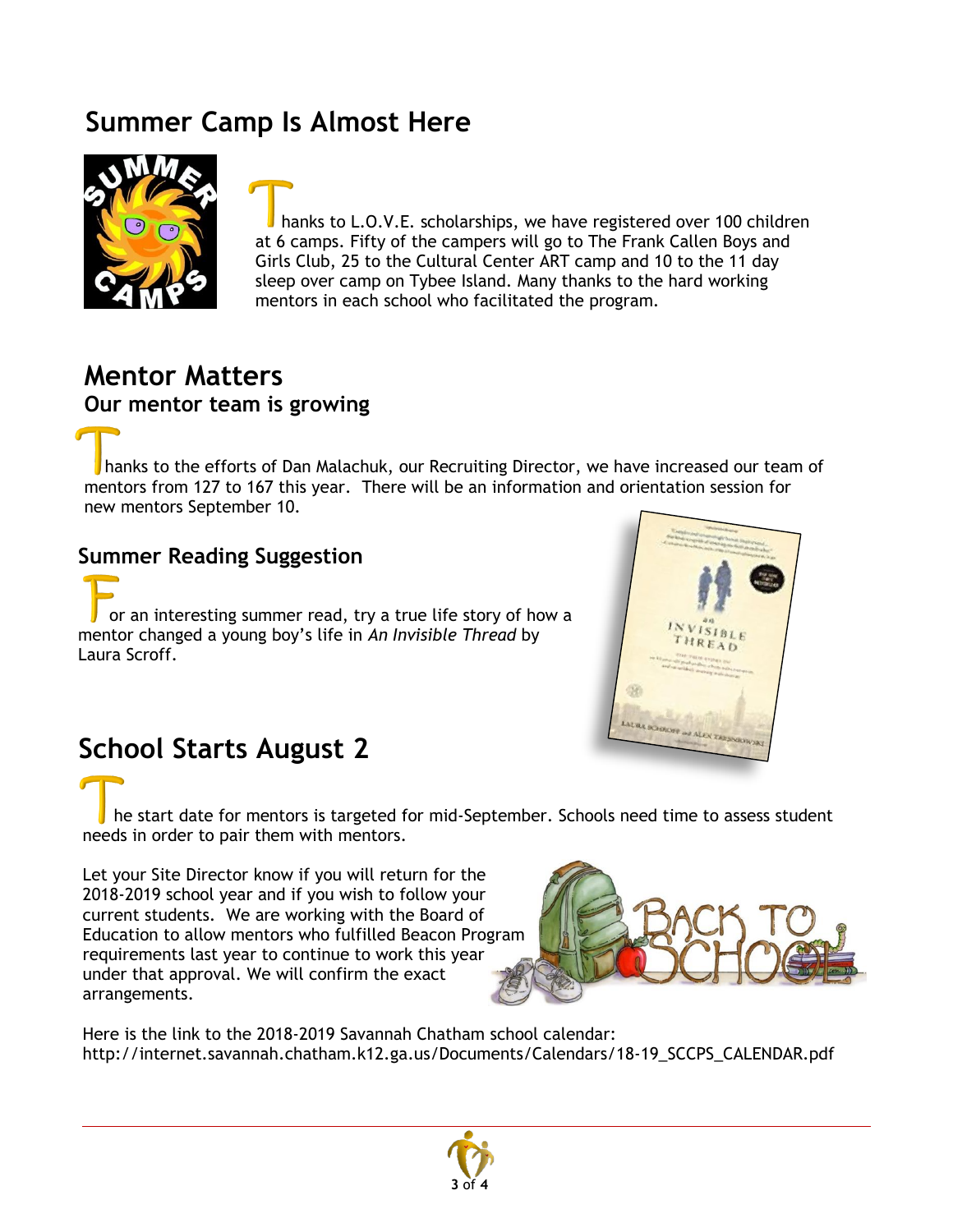## Summer Camp Is Almost Here

Thanks to L.O.V.E. scholarships, we have registered over 100 children at 6 camps. Fifty of the campers will go to The Frank Callen Boys and Girls Club, 25 to the Cultural Center ART camp and 10 to the 11 day sleep over camp on Tybee Island. Many thanks to the hard working mentors in each school who facilitated the program.

## Mentor Matters

### Our mentor team is growing

Thanks to the efforts of Dan Malachuk, our Recruiting Director, we have increased our team of mentors from 127 to 167 this year. There will be an information and orientation session for new mentors September 10.

### Summer Reading Suggestion

For an interesting summer read, try a true life story of how a mentor changed a young boy's life in *An Invisible Thread* by Laura Scroff.

## School Starts August 2

The start date for mentors is targeted for mid-September. Schools need time to assess student needs in order to pair them with mentors.

Let your Site Director know if you will return for the 2018-2019 school year and if you wish to follow your current students. We are working with the Board of Education to allow mentors who fulfilled Beacon Program requirements last year to continue to work this year under that approval. We will confirm the exact arrangements.

Here is the link to the 2018-2019 Savannah Chatham school calendar: http://internet.savannah.chatham.k12.ga.us/Documents/Calendars/18-19_SCCPS_CALENDAR.pdf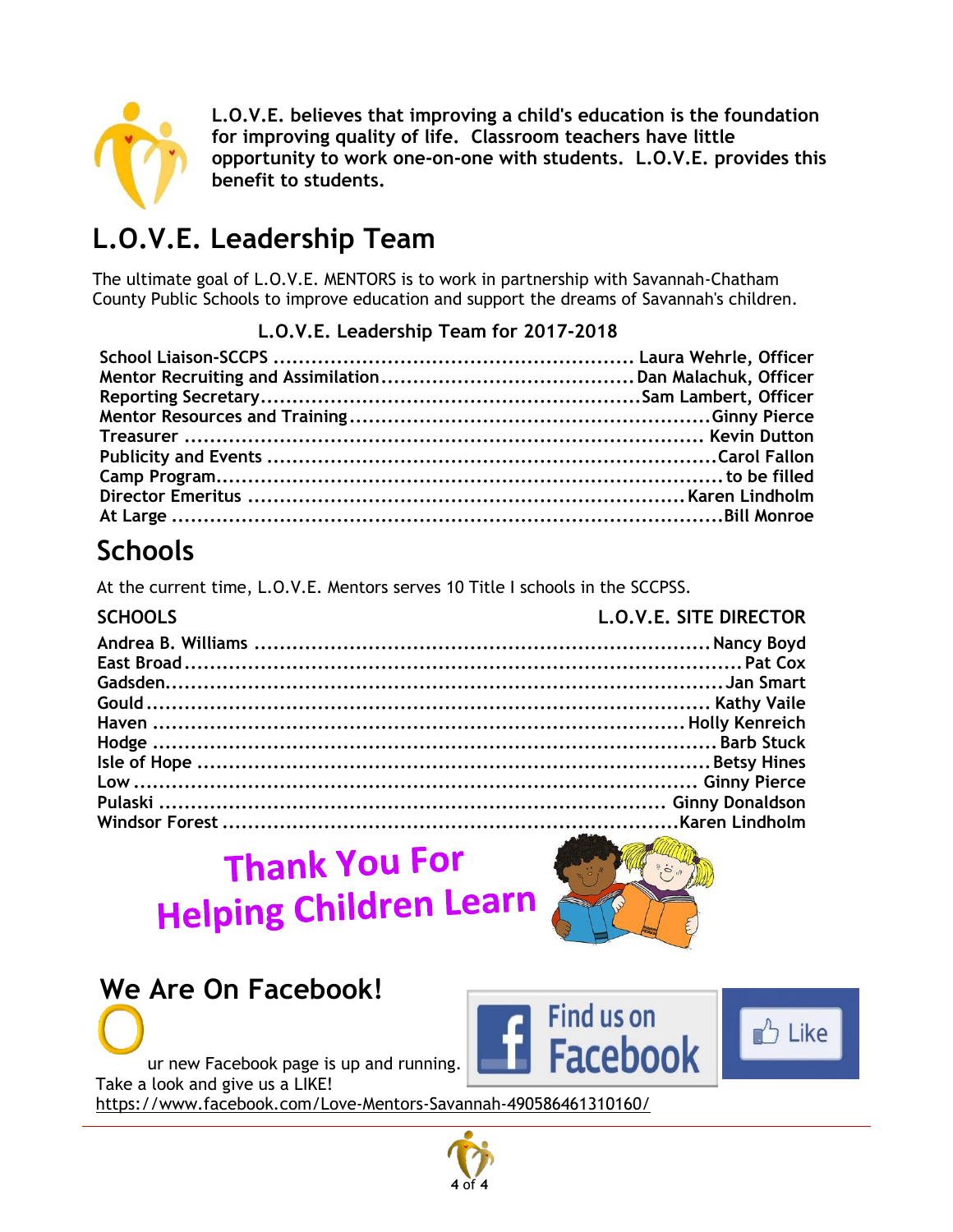**L.O.V.E. believes that improving a child's education is the foundation for improving quality of life. Classroom teachers have little opportunity to work one-on-one with students. L.O.V.E. provides this benefit to students.**

# L.O.V.E. Leadership Team

The ultimate goal of L.O.V.E. MENTORS is to work in partnership with Savannah-Chatham County Public Schools to improve education and support the dreams of Savannah's children.

**L.O.V.E. Leadership Team for 2017-2018**

| | |
|---|---|
| **School Liaison-SCCPS** | **Laura Wehrle, Officer** |
| **Mentor Recruiting and Assimilation** | **Dan Malachuk, Officer** |
| **Reporting Secretary** | **Sam Lambert, Officer** |
| **Mentor Resources and Training** | **Ginny Pierce** |
| **Treasurer** | **Kevin Dutton** |
| **Publicity and Events** | **Carol Fallon** |
| **Camp Program** | **to be filled** |
| **Director Emeritus** | **Karen Lindholm** |
| **At Large** | **Bill Monroe** |

# Schools

At the current time, L.O.V.E. Mentors serves 10 Title I schools in the SCCPSS.

| SCHOOLS | L.O.V.E. SITE DIRECTOR |
|---|---|
| **Andrea B. Williams** | **Nancy Boyd** |
| **East Broad** | **Pat Cox** |
| **Gadsden** | **Jan Smart** |
| **Gould** | **Kathy Vaile** |
| **Haven** | **Holly Kenreich** |
| **Hodge** | **Barb Stuck** |
| **Isle of Hope** | **Betsy Hines** |
| **Low** | **Ginny Pierce** |
| **Pulaski** | **Ginny Donaldson** |
| **Windsor Forest** | **Karen Lindholm** |

**Thank You For Helping Children Learn**

# We Are On Facebook!

Our new Facebook page is up and running. Take a look and give us a LIKE!
https://www.facebook.com/Love-Mentors-Savannah-490586461310160/

Find us on Facebook

Like